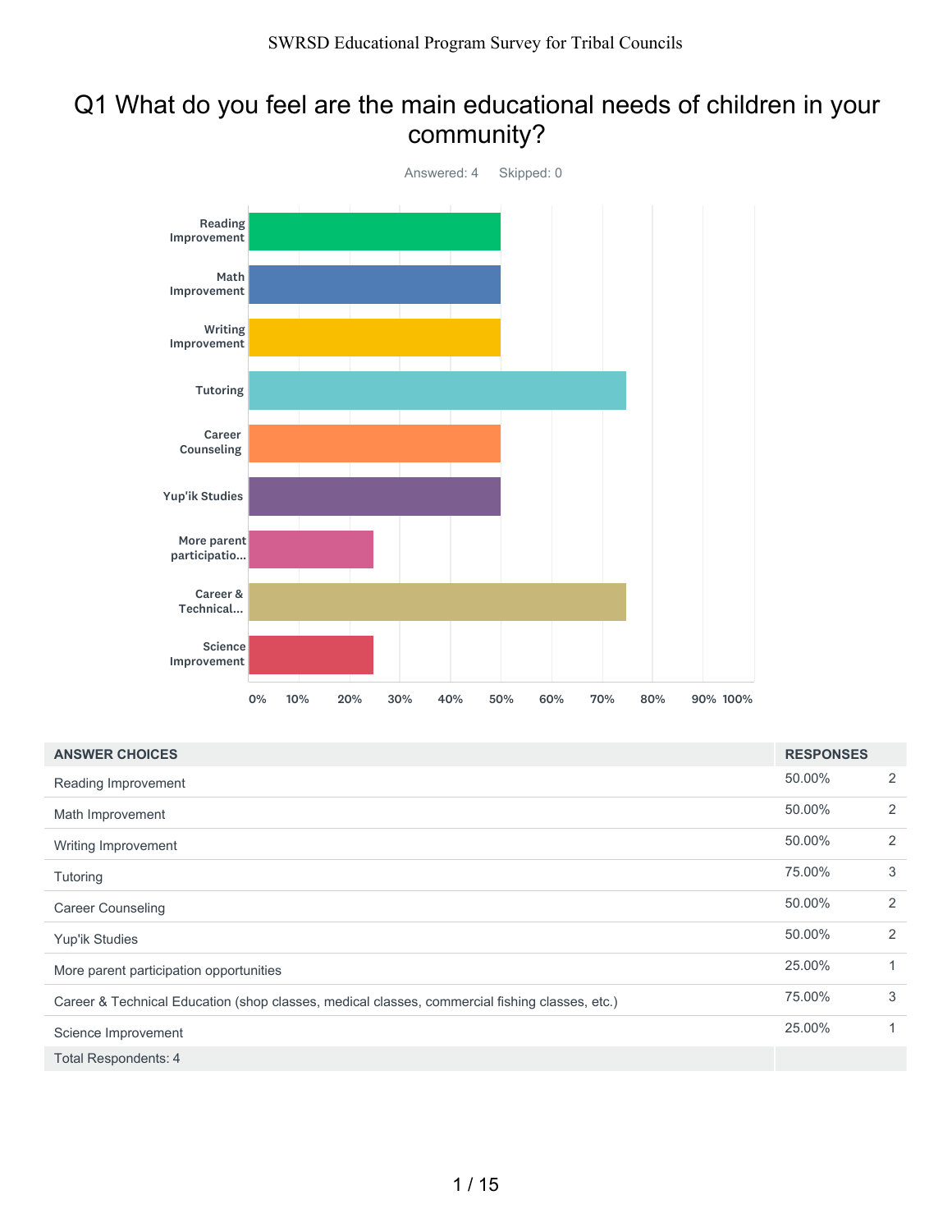# Q1 What do you feel are the main educational needs of children in your community?

Answered: 4 Skipped: 0

| ANSWER CHOICES | RESPONSES | |
|---|---|---|
| Reading Improvement | 50.00% | 2 |
| Math Improvement | 50.00% | 2 |
| Writing Improvement | 50.00% | 2 |
| Tutoring | 75.00% | 3 |
| Career Counseling | 50.00% | 2 |
| Yup'ik Studies | 50.00% | 2 |
| More parent participation opportunities | 25.00% | 1 |
| Career & Technical Education (shop classes, medical classes, commercial fishing classes, etc.) | 75.00% | 3 |
| Science Improvement | 25.00% | 1 |
| Total Respondents: 4 | | |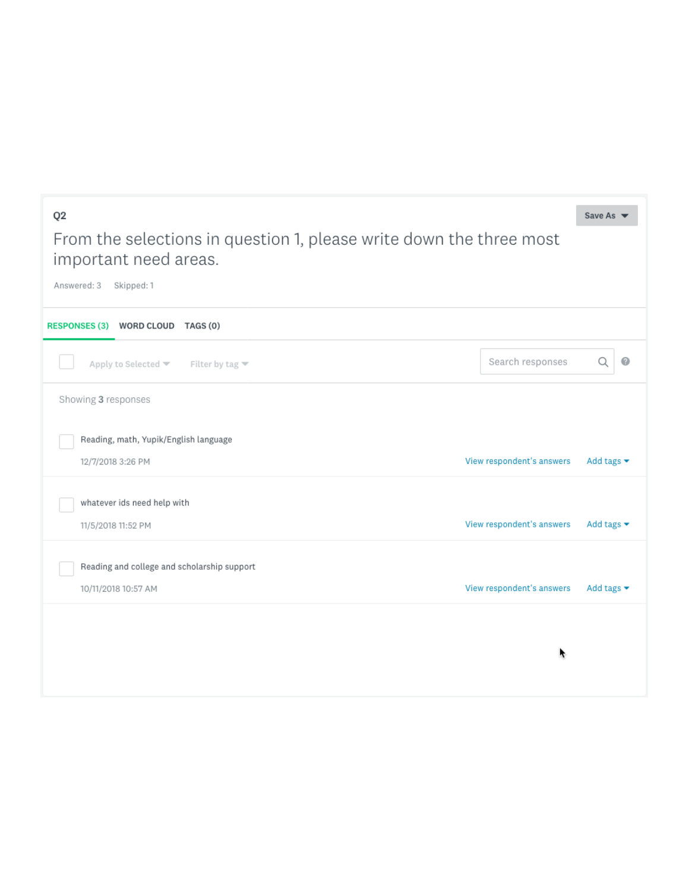Q2

From the selections in question 1, please write down the three most important need areas.

Answered: 3    Skipped: 1

RESPONSES (3)    WORD CLOUD    TAGS (0)

Apply to Selected    Filter by tag    Search responses

Showing **3** responses

Reading, math, Yupik/English language

12/7/2018 3:26 PM    View respondent's answers    Add tags

whatever ids need help with

11/5/2018 11:52 PM    View respondent's answers    Add tags

Reading and college and scholarship support

10/11/2018 10:57 AM    View respondent's answers    Add tags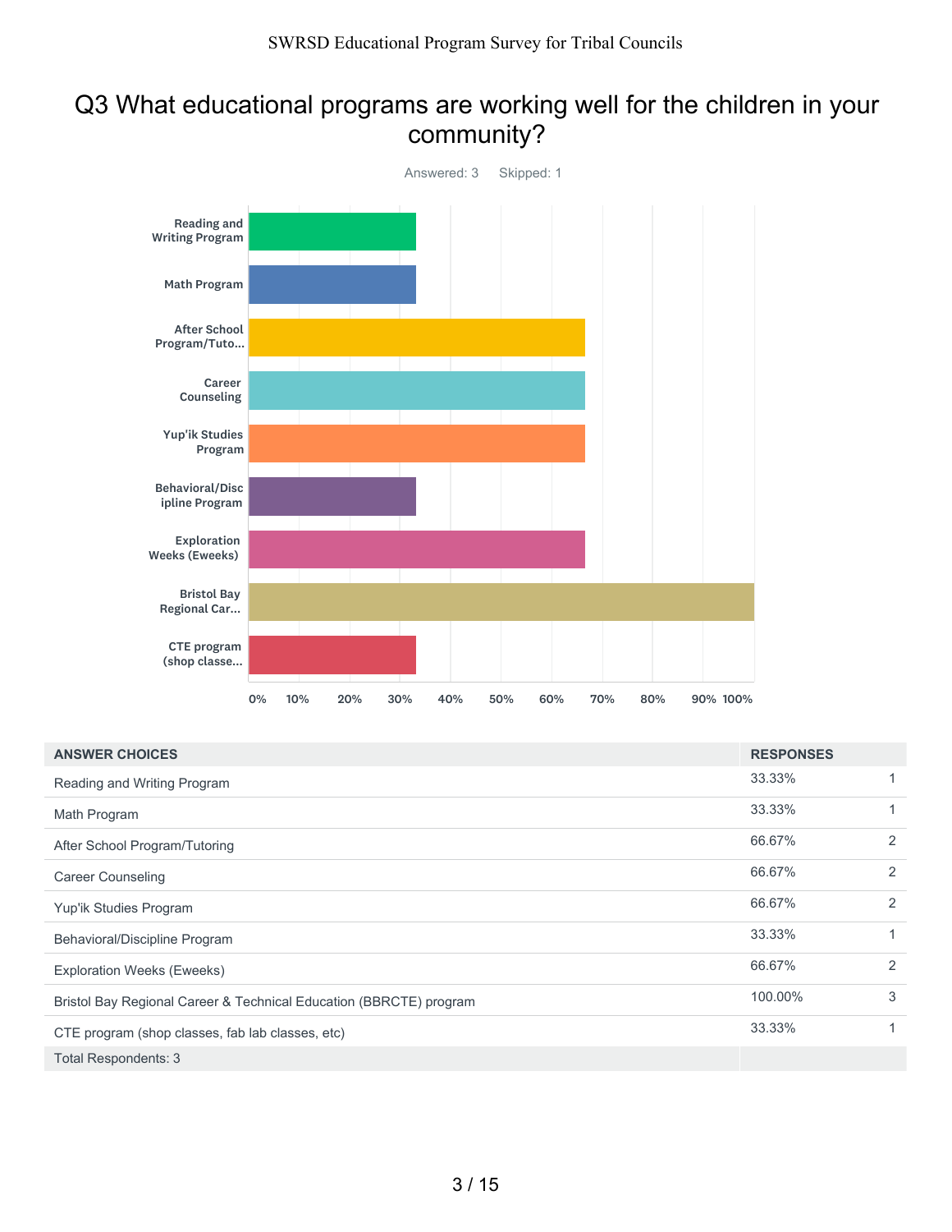# Q3 What educational programs are working well for the children in your community?

Answered: 3 Skipped: 1

| ANSWER CHOICES | RESPONSES | |
|---|---|---|
| Reading and Writing Program | 33.33% | 1 |
| Math Program | 33.33% | 1 |
| After School Program/Tutoring | 66.67% | 2 |
| Career Counseling | 66.67% | 2 |
| Yup'ik Studies Program | 66.67% | 2 |
| Behavioral/Discipline Program | 33.33% | 1 |
| Exploration Weeks (Eweeks) | 66.67% | 2 |
| Bristol Bay Regional Career & Technical Education (BBRCTE) program | 100.00% | 3 |
| CTE program (shop classes, fab lab classes, etc) | 33.33% | 1 |
| Total Respondents: 3 | | |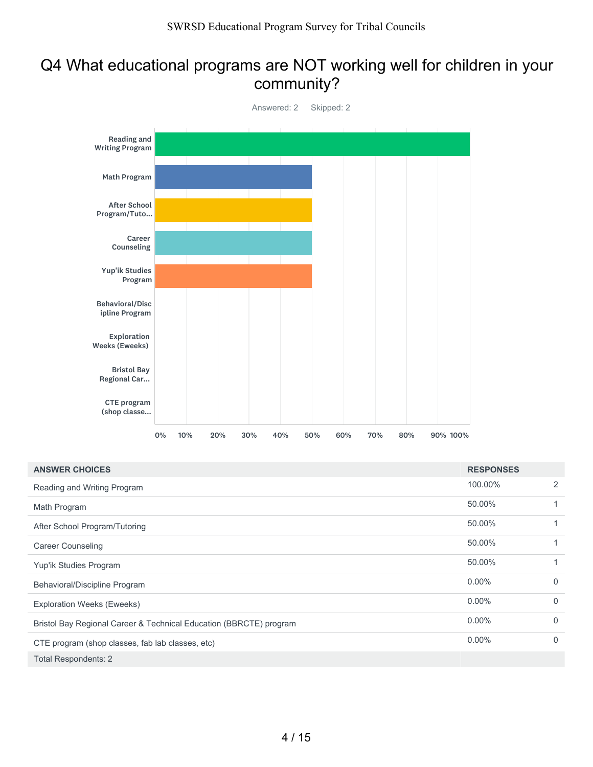# Q4 What educational programs are NOT working well for children in your community?

Answered: 2 Skipped: 2

| ANSWER CHOICES | RESPONSES | |
|---|---|---|
| Reading and Writing Program | 100.00% | 2 |
| Math Program | 50.00% | 1 |
| After School Program/Tutoring | 50.00% | 1 |
| Career Counseling | 50.00% | 1 |
| Yup'ik Studies Program | 50.00% | 1 |
| Behavioral/Discipline Program | 0.00% | 0 |
| Exploration Weeks (Eweeks) | 0.00% | 0 |
| Bristol Bay Regional Career & Technical Education (BBRCTE) program | 0.00% | 0 |
| CTE program (shop classes, fab lab classes, etc) | 0.00% | 0 |
| Total Respondents: 2 | | |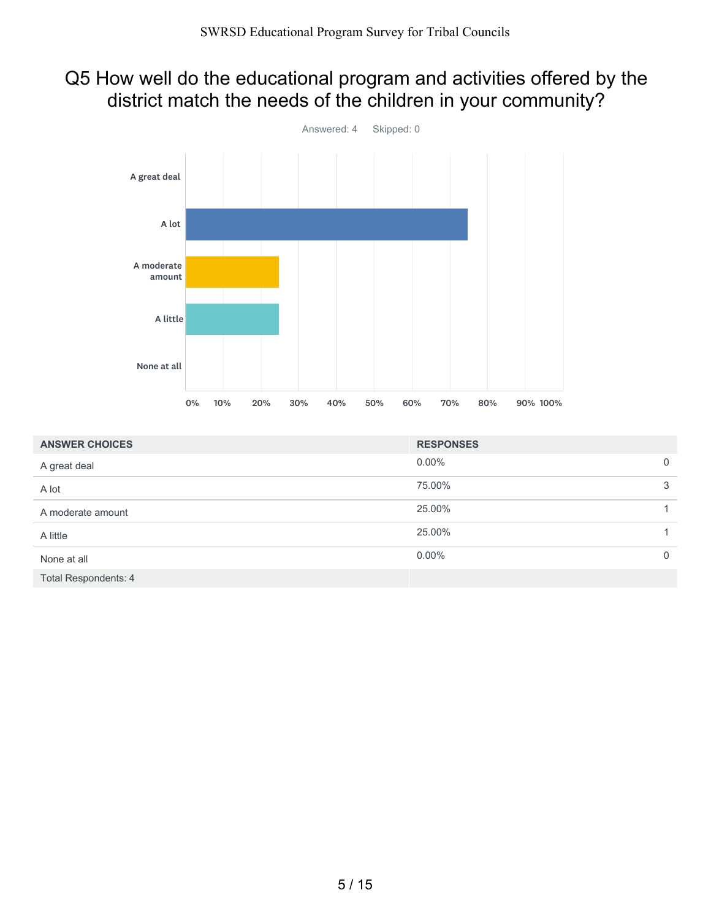# Q5 How well do the educational program and activities offered by the district match the needs of the children in your community?

Answered: 4 Skipped: 0

| ANSWER CHOICES | RESPONSES | |
|---|---|---|
| A great deal | 0.00% | 0 |
| A lot | 75.00% | 3 |
| A moderate amount | 25.00% | 1 |
| A little | 25.00% | 1 |
| None at all | 0.00% | 0 |
| Total Respondents: 4 | | |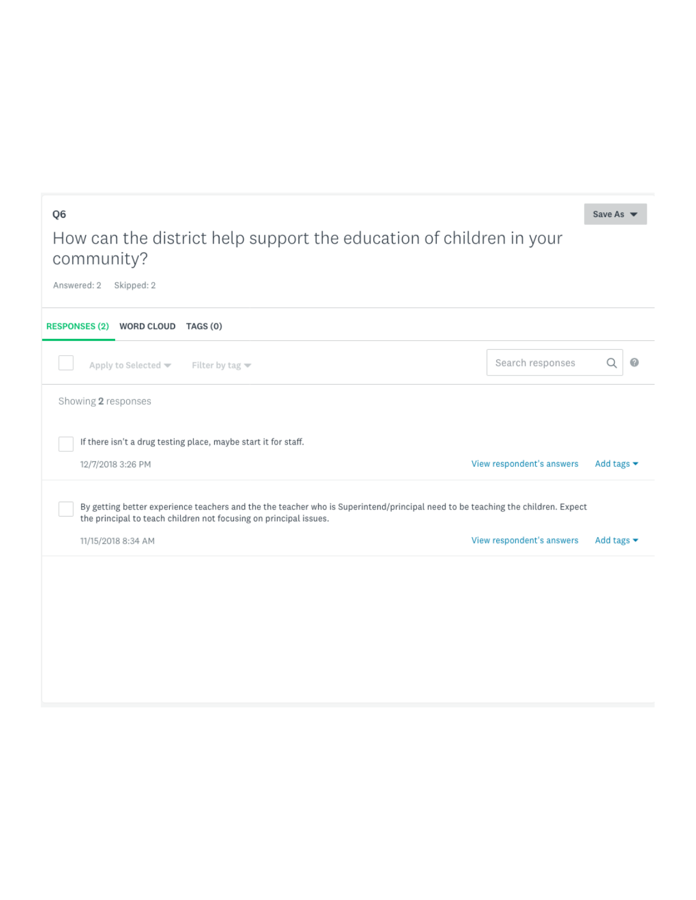## Q6

# How can the district help support the education of children in your community?

Answered: 2    Skipped: 2

RESPONSES (2)    WORD CLOUD    TAGS (0)

Apply to Selected    Filter by tag    Search responses

Showing **2** responses

If there isn't a drug testing place, maybe start it for staff.

12/7/2018 3:26 PM    View respondent's answers    Add tags

By getting better experience teachers and the the teacher who is Superintend/principal need to be teaching the children. Expect the principal to teach children not focusing on principal issues.

11/15/2018 8:34 AM    View respondent's answers    Add tags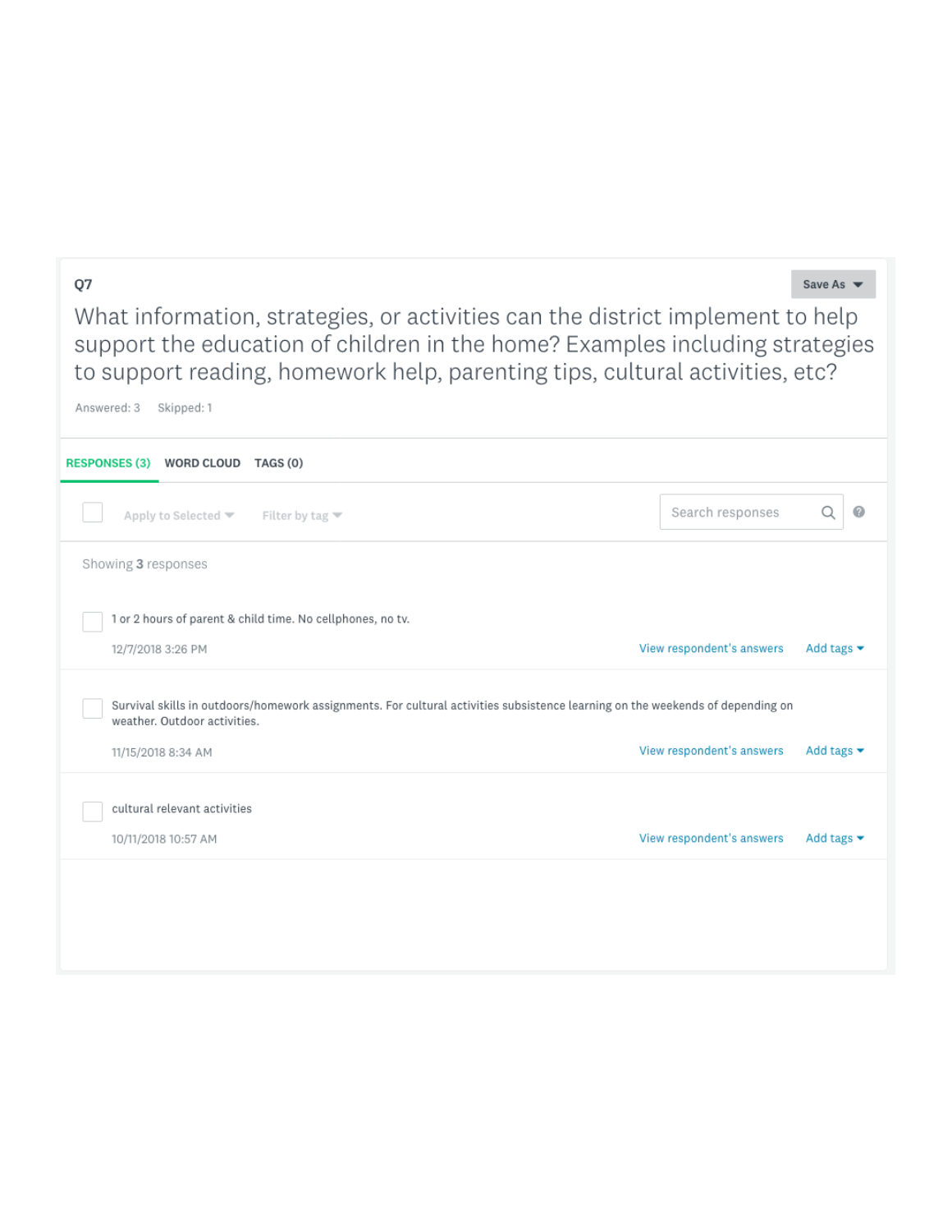## Q7

What information, strategies, or activities can the district implement to help support the education of children in the home? Examples including strategies to support reading, homework help, parenting tips, cultural activities, etc?

Answered: 3 Skipped: 1

RESPONSES (3) WORD CLOUD TAGS (0)

Showing **3** responses

1 or 2 hours of parent & child time. No cellphones, no tv.

12/7/2018 3:26 PM

Survival skills in outdoors/homework assignments. For cultural activities subsistence learning on the weekends of depending on weather. Outdoor activities.

11/15/2018 8:34 AM

cultural relevant activities

10/11/2018 10:57 AM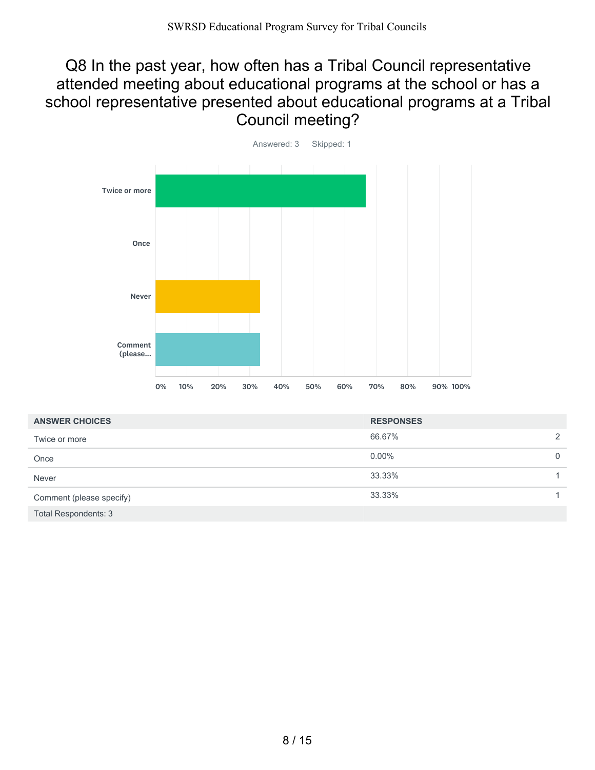# Q8 In the past year, how often has a Tribal Council representative attended meeting about educational programs at the school or has a school representative presented about educational programs at a Tribal Council meeting?

Answered: 3 Skipped: 1

| ANSWER CHOICES | RESPONSES | |
|---|---|---|
| Twice or more | 66.67% | 2 |
| Once | 0.00% | 0 |
| Never | 33.33% | 1 |
| Comment (please specify) | 33.33% | 1 |
| Total Respondents: 3 | | |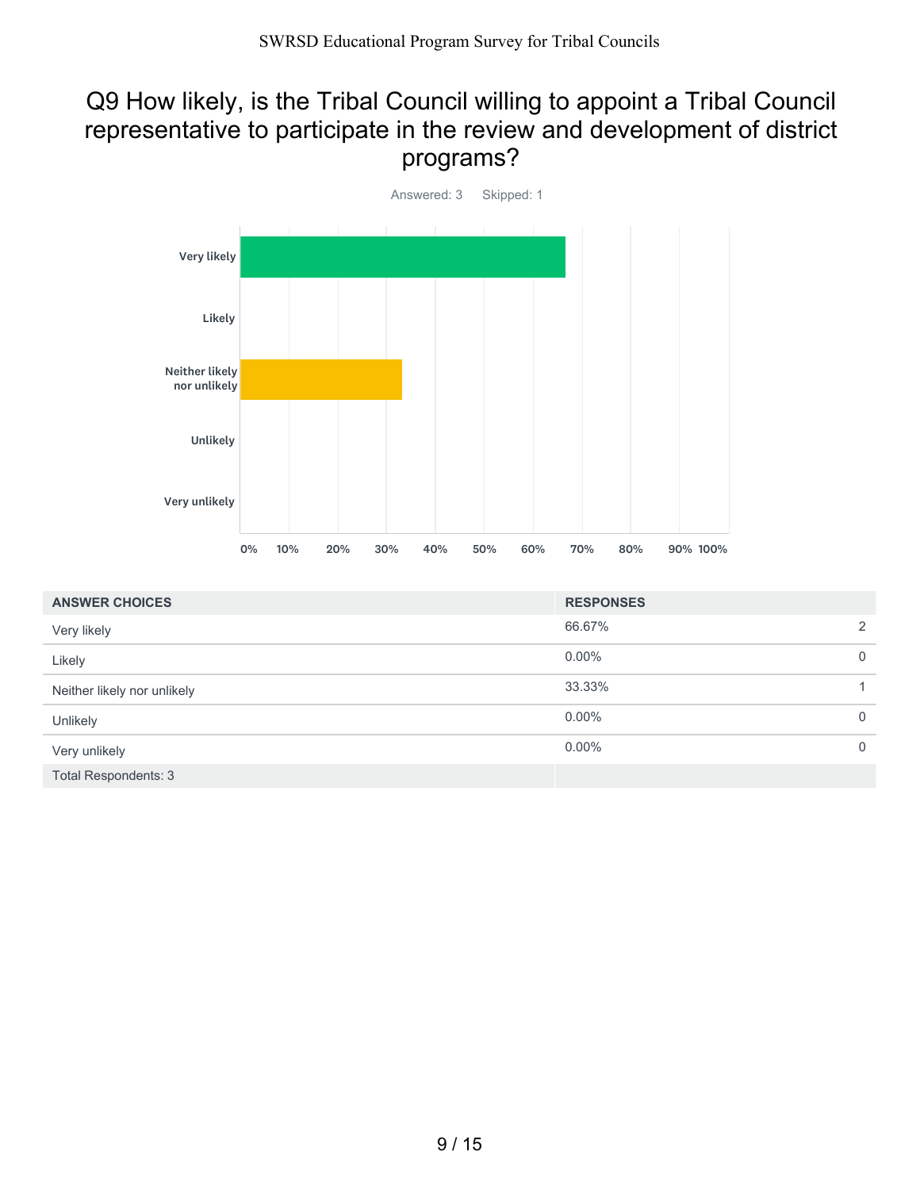# Q9 How likely, is the Tribal Council willing to appoint a Tribal Council representative to participate in the review and development of district programs?

Answered: 3 Skipped: 1

| ANSWER CHOICES | RESPONSES | |
|---|---|---|
| Very likely | 66.67% | 2 |
| Likely | 0.00% | 0 |
| Neither likely nor unlikely | 33.33% | 1 |
| Unlikely | 0.00% | 0 |
| Very unlikely | 0.00% | 0 |
| Total Respondents: 3 | | |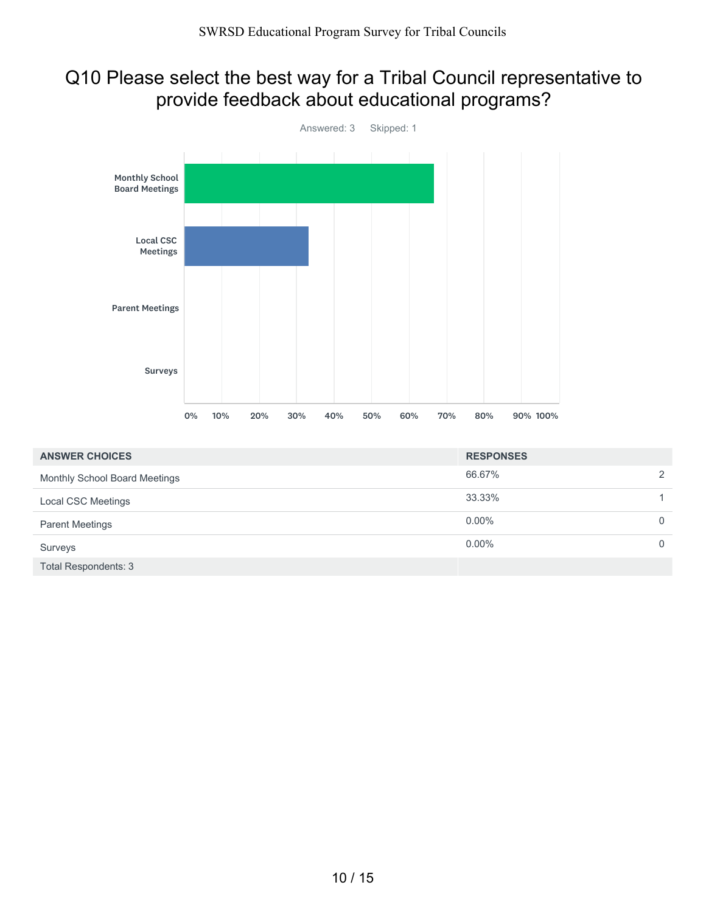## Q10 Please select the best way for a Tribal Council representative to provide feedback about educational programs?

Answered: 3 Skipped: 1

| ANSWER CHOICES | RESPONSES | |
|---|---|---|
| Monthly School Board Meetings | 66.67% | 2 |
| Local CSC Meetings | 33.33% | 1 |
| Parent Meetings | 0.00% | 0 |
| Surveys | 0.00% | 0 |
| Total Respondents: 3 | | |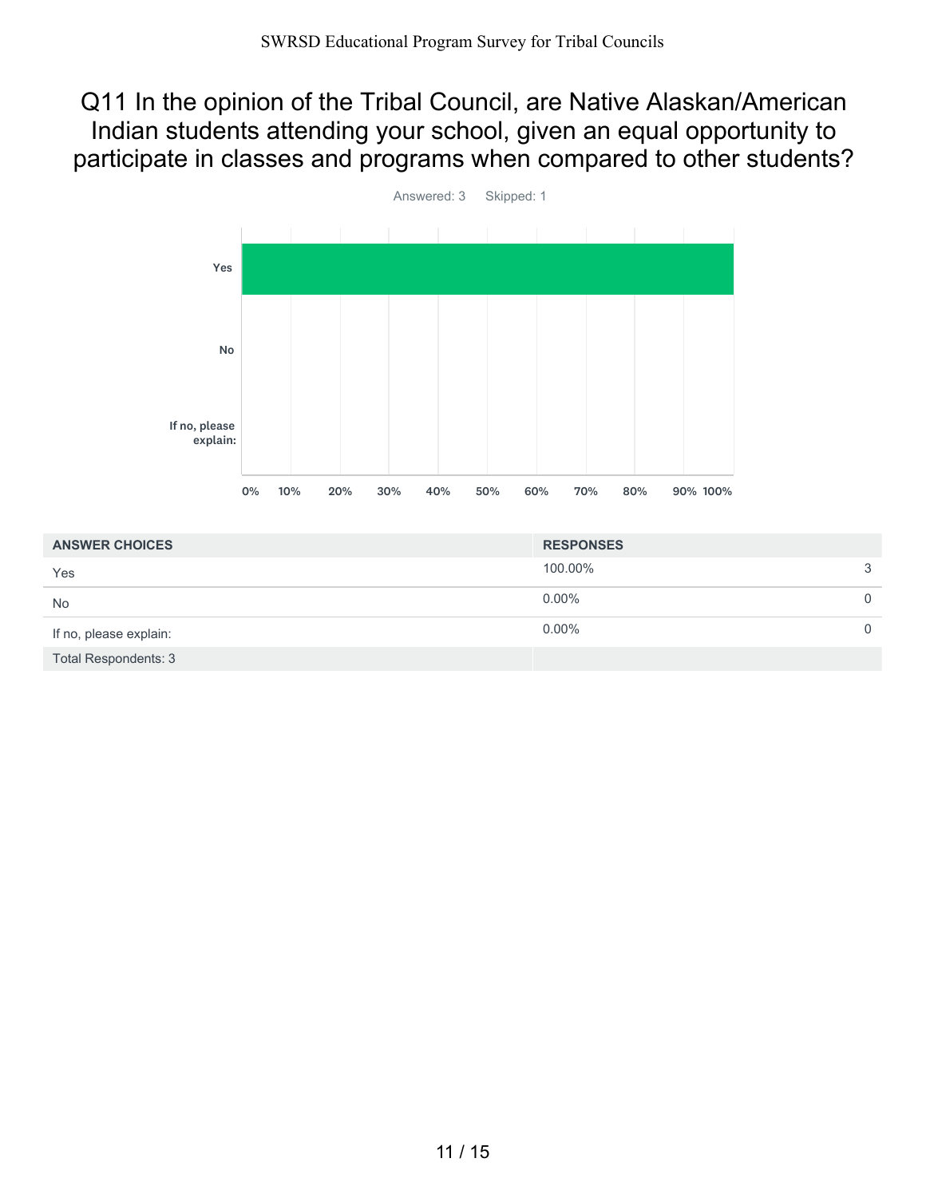# Q11 In the opinion of the Tribal Council, are Native Alaskan/American Indian students attending your school, given an equal opportunity to participate in classes and programs when compared to other students?

Answered: 3    Skipped: 1

| ANSWER CHOICES | RESPONSES | |
|---|---|---|
| Yes | 100.00% | 3 |
| No | 0.00% | 0 |
| If no, please explain: | 0.00% | 0 |
| Total Respondents: 3 | | |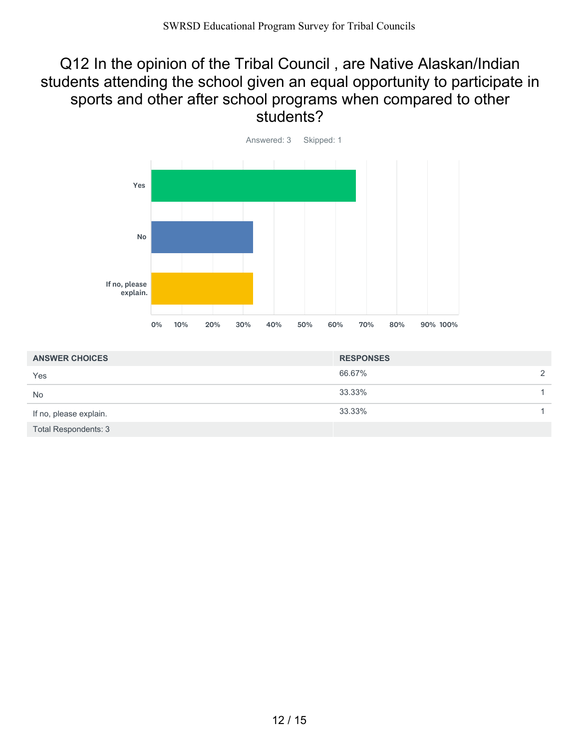# Q12 In the opinion of the Tribal Council , are Native Alaskan/Indian students attending the school given an equal opportunity to participate in sports and other after school programs when compared to other students?

Answered: 3 Skipped: 1

| ANSWER CHOICES | RESPONSES | |
|---|---|---|
| Yes | 66.67% | 2 |
| No | 33.33% | 1 |
| If no, please explain. | 33.33% | 1 |
| Total Respondents: 3 | | |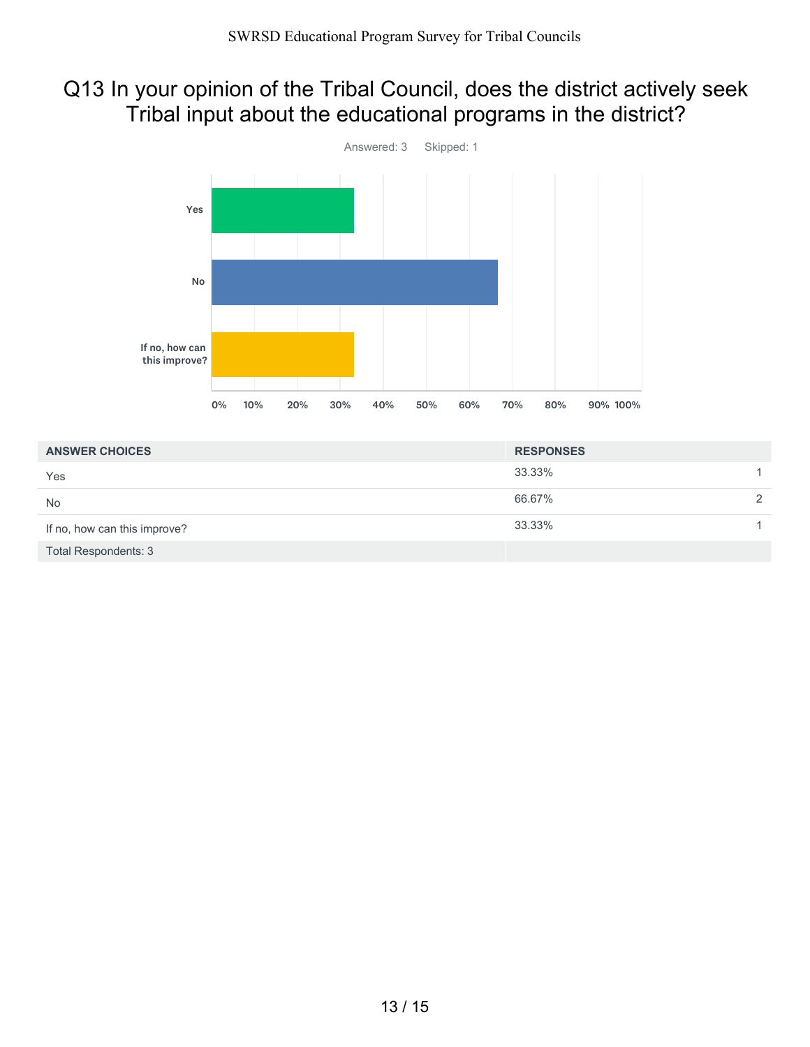## Q13 In your opinion of the Tribal Council, does the district actively seek Tribal input about the educational programs in the district?

Answered: 3 Skipped: 1

| ANSWER CHOICES | RESPONSES | |
|---|---|---|
| Yes | 33.33% | 1 |
| No | 66.67% | 2 |
| If no, how can this improve? | 33.33% | 1 |
| Total Respondents: 3 | | |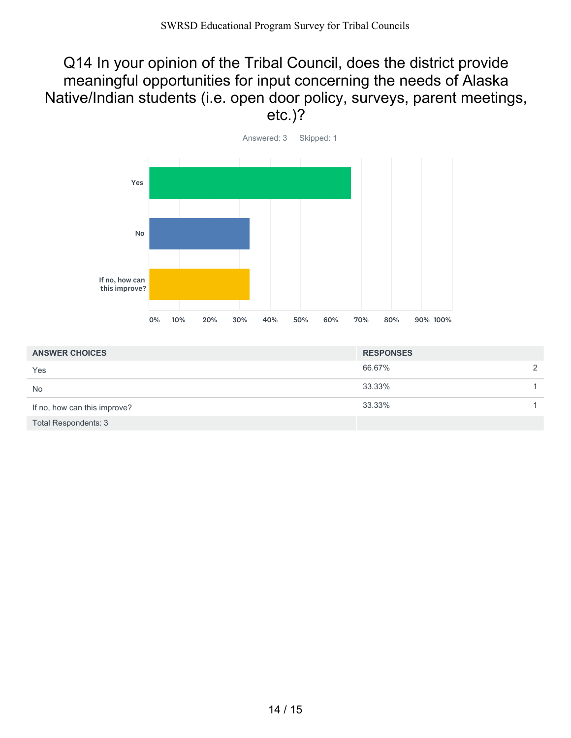# Q14 In your opinion of the Tribal Council, does the district provide meaningful opportunities for input concerning the needs of Alaska Native/Indian students (i.e. open door policy, surveys, parent meetings, etc.)?

Answered: 3 Skipped: 1

| ANSWER CHOICES | RESPONSES | |
|---|---|---|
| Yes | 66.67% | 2 |
| No | 33.33% | 1 |
| If no, how can this improve? | 33.33% | 1 |
| Total Respondents: 3 | | |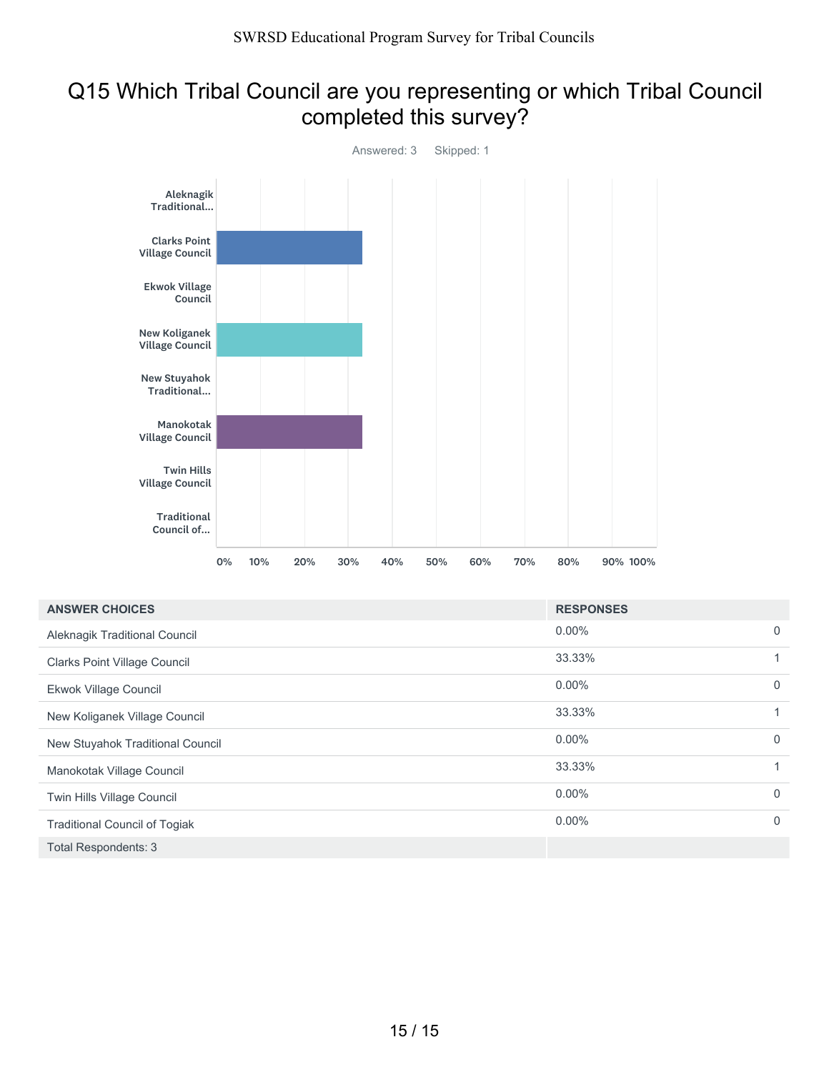# Q15 Which Tribal Council are you representing or which Tribal Council completed this survey?

Answered: 3 Skipped: 1

Aleknagik Traditional...
Clarks Point Village Council
Ekwok Village Council
New Koliganek Village Council
New Stuyahok Traditional...
Manokotak Village Council
Twin Hills Village Council
Traditional Council of...

0% 10% 20% 30% 40% 50% 60% 70% 80% 90% 100%

| ANSWER CHOICES | RESPONSES | |
|---|---|---|
| Aleknagik Traditional Council | 0.00% | 0 |
| Clarks Point Village Council | 33.33% | 1 |
| Ekwok Village Council | 0.00% | 0 |
| New Koliganek Village Council | 33.33% | 1 |
| New Stuyahok Traditional Council | 0.00% | 0 |
| Manokotak Village Council | 33.33% | 1 |
| Twin Hills Village Council | 0.00% | 0 |
| Traditional Council of Togiak | 0.00% | 0 |
| Total Respondents: 3 | | |